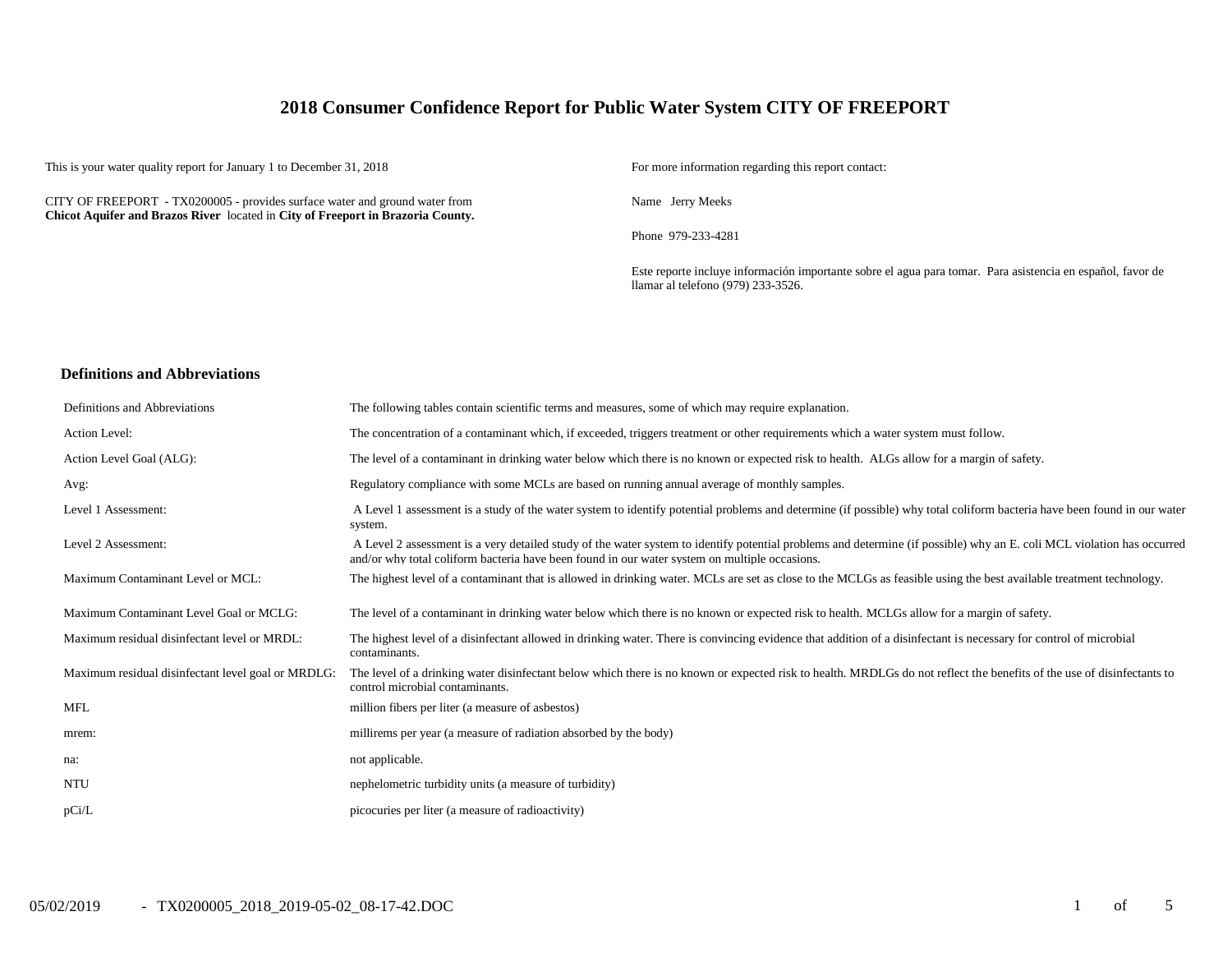# 2018 Consumer Confidence Report for Public Water System CITY OF FREEPORT

This is your water quality report for January 1 to December 31, 2018

CITY OF FREEPORT - TX0200005 - provides surface water and ground water from **Chicot Aquifer and Brazos River** located in **City of Freeport in Brazoria County.**

For more information regarding this report contact:

Name Jerry Meeks

Phone 979-233-4281

Este reporte incluye información importante sobre el agua para tomar. Para asistencia en español, favor de llamar al telefono (979) 233-3526.

## Definitions and Abbreviations

| | |
|---|---|
| Definitions and Abbreviations | The following tables contain scientific terms and measures, some of which may require explanation. |
| Action Level: | The concentration of a contaminant which, if exceeded, triggers treatment or other requirements which a water system must follow. |
| Action Level Goal (ALG): | The level of a contaminant in drinking water below which there is no known or expected risk to health. ALGs allow for a margin of safety. |
| Avg: | Regulatory compliance with some MCLs are based on running annual average of monthly samples. |
| Level 1 Assessment: | A Level 1 assessment is a study of the water system to identify potential problems and determine (if possible) why total coliform bacteria have been found in our water system. |
| Level 2 Assessment: | A Level 2 assessment is a very detailed study of the water system to identify potential problems and determine (if possible) why an E. coli MCL violation has occurred and/or why total coliform bacteria have been found in our water system on multiple occasions. |
| Maximum Contaminant Level or MCL: | The highest level of a contaminant that is allowed in drinking water. MCLs are set as close to the MCLGs as feasible using the best available treatment technology. |
| Maximum Contaminant Level Goal or MCLG: | The level of a contaminant in drinking water below which there is no known or expected risk to health. MCLGs allow for a margin of safety. |
| Maximum residual disinfectant level or MRDL: | The highest level of a disinfectant allowed in drinking water. There is convincing evidence that addition of a disinfectant is necessary for control of microbial contaminants. |
| Maximum residual disinfectant level goal or MRDLG: | The level of a drinking water disinfectant below which there is no known or expected risk to health. MRDLGs do not reflect the benefits of the use of disinfectants to control microbial contaminants. |
| MFL | million fibers per liter (a measure of asbestos) |
| mrem: | millirems per year (a measure of radiation absorbed by the body) |
| na: | not applicable. |
| NTU | nephelometric turbidity units (a measure of turbidity) |
| pCi/L | picocuries per liter (a measure of radioactivity) |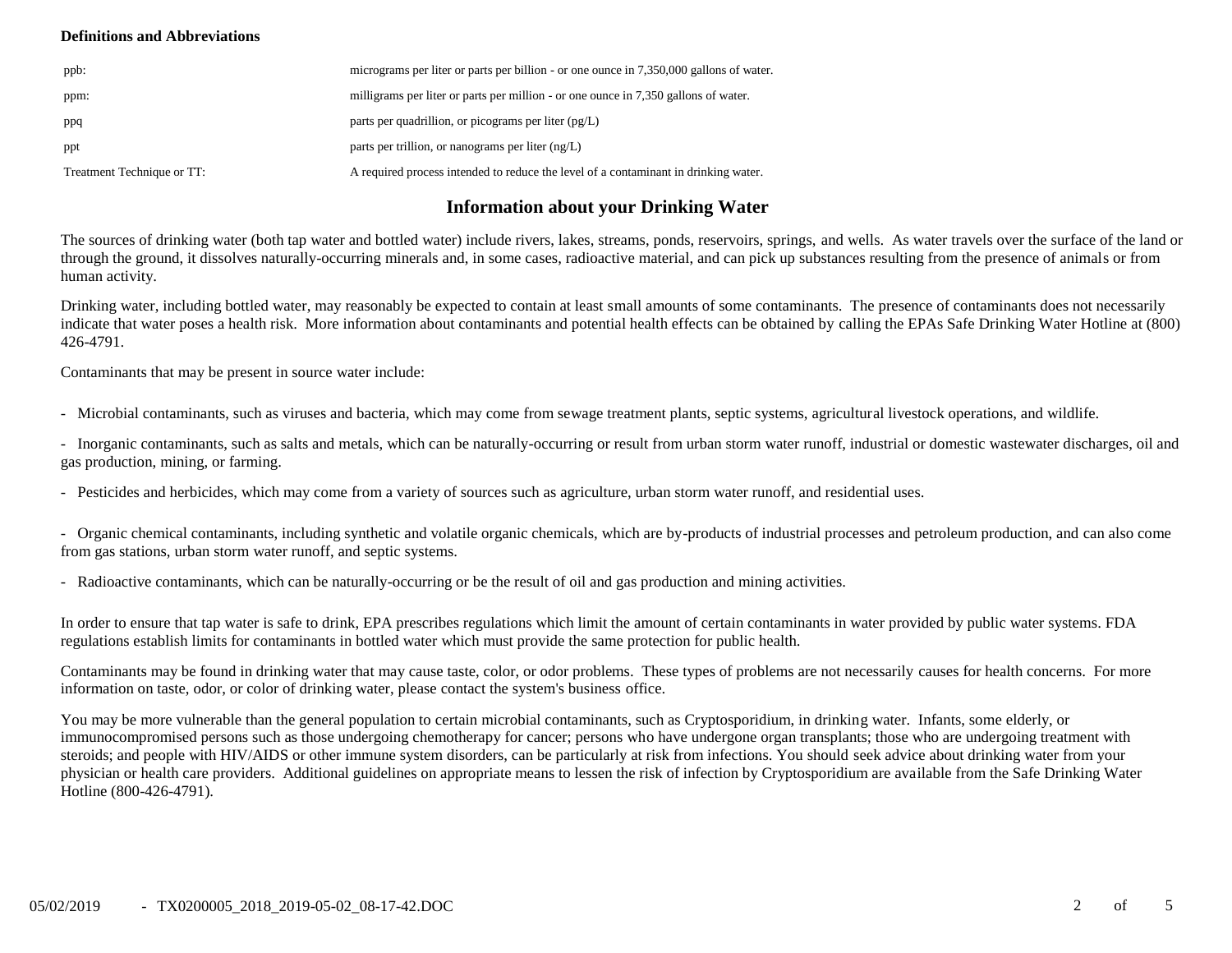**Definitions and Abbreviations**

| | |
|---|---|
| ppb: | micrograms per liter or parts per billion - or one ounce in 7,350,000 gallons of water. |
| ppm: | milligrams per liter or parts per million - or one ounce in 7,350 gallons of water. |
| ppq | parts per quadrillion, or picograms per liter (pg/L) |
| ppt | parts per trillion, or nanograms per liter (ng/L) |
| Treatment Technique or TT: | A required process intended to reduce the level of a contaminant in drinking water. |

## Information about your Drinking Water

The sources of drinking water (both tap water and bottled water) include rivers, lakes, streams, ponds, reservoirs, springs, and wells. As water travels over the surface of the land or through the ground, it dissolves naturally-occurring minerals and, in some cases, radioactive material, and can pick up substances resulting from the presence of animals or from human activity.

Drinking water, including bottled water, may reasonably be expected to contain at least small amounts of some contaminants. The presence of contaminants does not necessarily indicate that water poses a health risk. More information about contaminants and potential health effects can be obtained by calling the EPAs Safe Drinking Water Hotline at (800) 426-4791.

Contaminants that may be present in source water include:

- Microbial contaminants, such as viruses and bacteria, which may come from sewage treatment plants, septic systems, agricultural livestock operations, and wildlife.

- Inorganic contaminants, such as salts and metals, which can be naturally-occurring or result from urban storm water runoff, industrial or domestic wastewater discharges, oil and gas production, mining, or farming.

- Pesticides and herbicides, which may come from a variety of sources such as agriculture, urban storm water runoff, and residential uses.

- Organic chemical contaminants, including synthetic and volatile organic chemicals, which are by-products of industrial processes and petroleum production, and can also come from gas stations, urban storm water runoff, and septic systems.

- Radioactive contaminants, which can be naturally-occurring or be the result of oil and gas production and mining activities.

In order to ensure that tap water is safe to drink, EPA prescribes regulations which limit the amount of certain contaminants in water provided by public water systems. FDA regulations establish limits for contaminants in bottled water which must provide the same protection for public health.

Contaminants may be found in drinking water that may cause taste, color, or odor problems. These types of problems are not necessarily causes for health concerns. For more information on taste, odor, or color of drinking water, please contact the system's business office.

You may be more vulnerable than the general population to certain microbial contaminants, such as Cryptosporidium, in drinking water. Infants, some elderly, or immunocompromised persons such as those undergoing chemotherapy for cancer; persons who have undergone organ transplants; those who are undergoing treatment with steroids; and people with HIV/AIDS or other immune system disorders, can be particularly at risk from infections. You should seek advice about drinking water from your physician or health care providers. Additional guidelines on appropriate means to lessen the risk of infection by Cryptosporidium are available from the Safe Drinking Water Hotline (800-426-4791).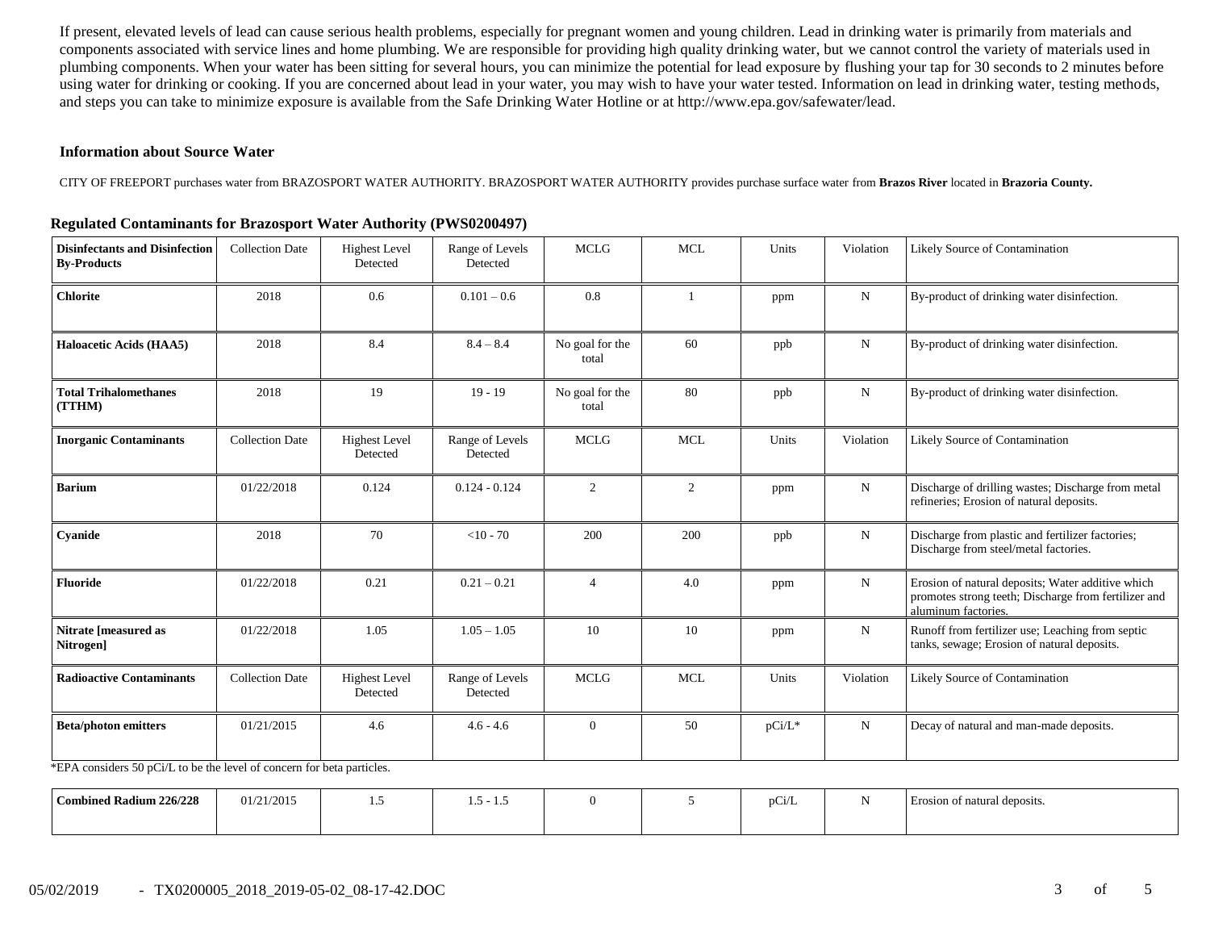If present, elevated levels of lead can cause serious health problems, especially for pregnant women and young children. Lead in drinking water is primarily from materials and components associated with service lines and home plumbing. We are responsible for providing high quality drinking water, but we cannot control the variety of materials used in plumbing components. When your water has been sitting for several hours, you can minimize the potential for lead exposure by flushing your tap for 30 seconds to 2 minutes before using water for drinking or cooking. If you are concerned about lead in your water, you may wish to have your water tested. Information on lead in drinking water, testing methods, and steps you can take to minimize exposure is available from the Safe Drinking Water Hotline or at http://www.epa.gov/safewater/lead.

### Information about Source Water

CITY OF FREEPORT purchases water from BRAZOSPORT WATER AUTHORITY. BRAZOSPORT WATER AUTHORITY provides purchase surface water from **Brazos River** located in **Brazoria County.**

### Regulated Contaminants for Brazosport Water Authority (PWS0200497)

| Disinfectants and Disinfection By-Products | Collection Date | Highest Level Detected | Range of Levels Detected | MCLG | MCL | Units | Violation | Likely Source of Contamination |
|---|---|---|---|---|---|---|---|---|
| **Chlorite** | 2018 | 0.6 | 0.101 – 0.6 | 0.8 | 1 | ppm | N | By-product of drinking water disinfection. |
| **Haloacetic Acids (HAA5)** | 2018 | 8.4 | 8.4 – 8.4 | No goal for the total | 60 | ppb | N | By-product of drinking water disinfection. |
| **Total Trihalomethanes (TTHM)** | 2018 | 19 | 19 - 19 | No goal for the total | 80 | ppb | N | By-product of drinking water disinfection. |
| **Inorganic Contaminants** | Collection Date | Highest Level Detected | Range of Levels Detected | MCLG | MCL | Units | Violation | Likely Source of Contamination |
| **Barium** | 01/22/2018 | 0.124 | 0.124 - 0.124 | 2 | 2 | ppm | N | Discharge of drilling wastes; Discharge from metal refineries; Erosion of natural deposits. |
| **Cyanide** | 2018 | 70 | <10 - 70 | 200 | 200 | ppb | N | Discharge from plastic and fertilizer factories; Discharge from steel/metal factories. |
| **Fluoride** | 01/22/2018 | 0.21 | 0.21 – 0.21 | 4 | 4.0 | ppm | N | Erosion of natural deposits; Water additive which promotes strong teeth; Discharge from fertilizer and aluminum factories. |
| **Nitrate [measured as Nitrogen]** | 01/22/2018 | 1.05 | 1.05 – 1.05 | 10 | 10 | ppm | N | Runoff from fertilizer use; Leaching from septic tanks, sewage; Erosion of natural deposits. |
| **Radioactive Contaminants** | Collection Date | Highest Level Detected | Range of Levels Detected | MCLG | MCL | Units | Violation | Likely Source of Contamination |
| **Beta/photon emitters** | 01/21/2015 | 4.6 | 4.6 - 4.6 | 0 | 50 | pCi/L* | N | Decay of natural and man-made deposits. |
| **Combined Radium 226/228** | 01/21/2015 | 1.5 | 1.5 - 1.5 | 0 | 5 | pCi/L | N | Erosion of natural deposits. |

*EPA considers 50 pCi/L to be the level of concern for beta particles.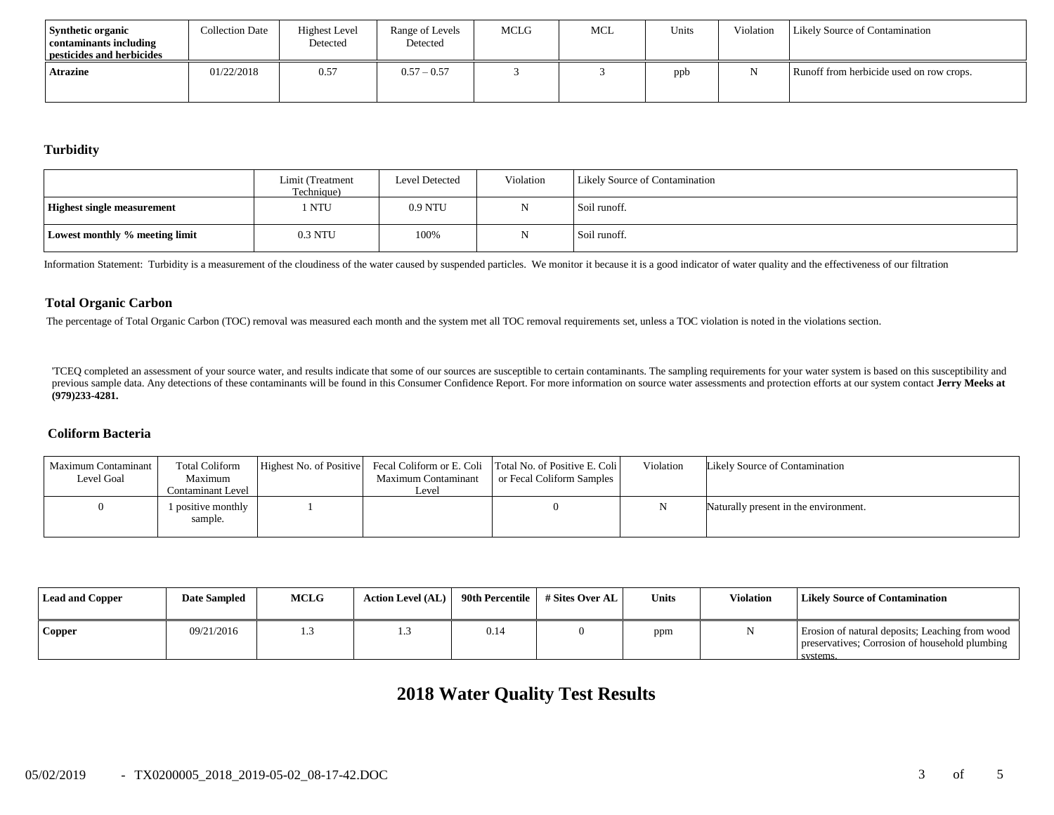| Synthetic organic contaminants including pesticides and herbicides | Collection Date | Highest Level Detected | Range of Levels Detected | MCLG | MCL | Units | Violation | Likely Source of Contamination |
|---|---|---|---|---|---|---|---|---|
| Atrazine | 01/22/2018 | 0.57 | 0.57 – 0.57 | 3 | 3 | ppb | N | Runoff from herbicide used on row crops. |

### Turbidity

| | Limit (Treatment Technique) | Level Detected | Violation | Likely Source of Contamination |
|---|---|---|---|---|
| **Highest single measurement** | 1 NTU | 0.9 NTU | N | Soil runoff. |
| **Lowest monthly % meeting limit** | 0.3 NTU | 100% | N | Soil runoff. |

Information Statement: Turbidity is a measurement of the cloudiness of the water caused by suspended particles. We monitor it because it is a good indicator of water quality and the effectiveness of our filtration

### Total Organic Carbon

The percentage of Total Organic Carbon (TOC) removal was measured each month and the system met all TOC removal requirements set, unless a TOC violation is noted in the violations section.

'TCEQ completed an assessment of your source water, and results indicate that some of our sources are susceptible to certain contaminants. The sampling requirements for your water system is based on this susceptibility and previous sample data. Any detections of these contaminants will be found in this Consumer Confidence Report. For more information on source water assessments and protection efforts at our system contact **Jerry Meeks at (979)233-4281.**

### Coliform Bacteria

| Maximum Contaminant Level Goal | Total Coliform Maximum Contaminant Level | Highest No. of Positive | Fecal Coliform or E. Coli Maximum Contaminant Level | Total No. of Positive E. Coli or Fecal Coliform Samples | Violation | Likely Source of Contamination |
|---|---|---|---|---|---|---|
| 0 | 1 positive monthly sample. | 1 | | 0 | N | Naturally present in the environment. |

| Lead and Copper | Date Sampled | MCLG | Action Level (AL) | 90th Percentile | # Sites Over AL | Units | Violation | Likely Source of Contamination |
|---|---|---|---|---|---|---|---|---|
| Copper | 09/21/2016 | 1.3 | 1.3 | 0.14 | 0 | ppm | N | Erosion of natural deposits; Leaching from wood preservatives; Corrosion of household plumbing systems. |

## 2018 Water Quality Test Results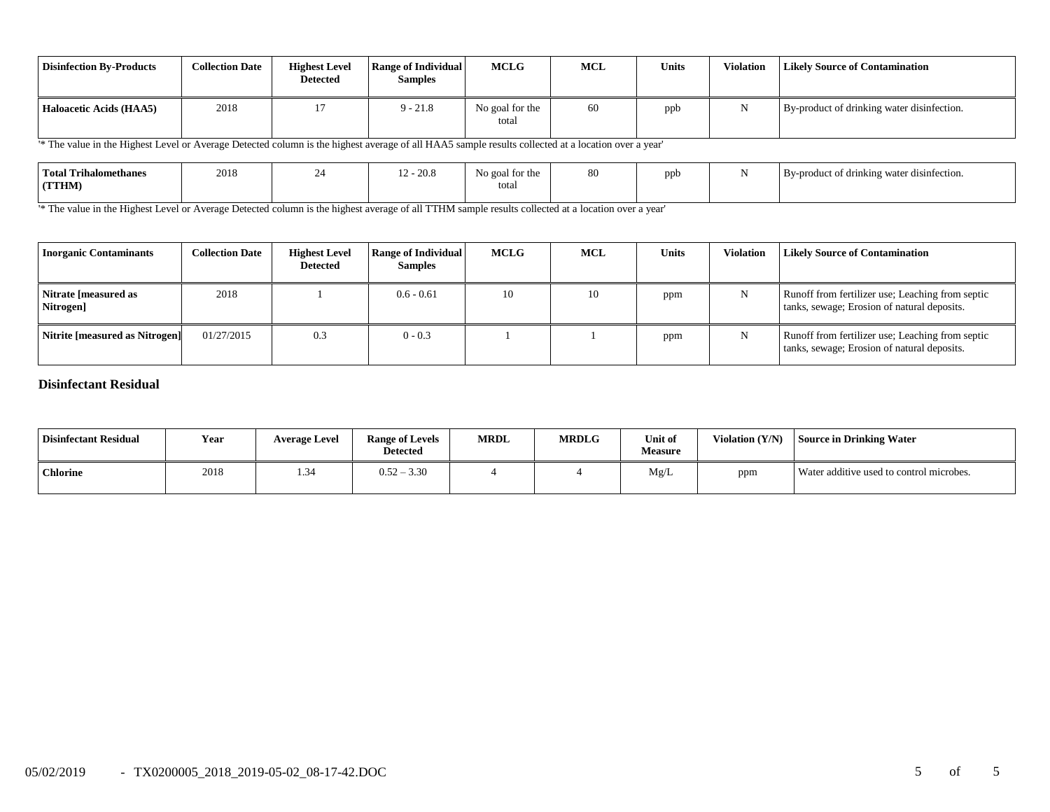| Disinfection By-Products | Collection Date | Highest Level Detected | Range of Individual Samples | MCLG | MCL | Units | Violation | Likely Source of Contamination |
|---|---|---|---|---|---|---|---|---|
| **Haloacetic Acids (HAA5)** | 2018 | 17 | 9 - 21.8 | No goal for the total | 60 | ppb | N | By-product of drinking water disinfection. |

'* The value in the Highest Level or Average Detected column is the highest average of all HAA5 sample results collected at a location over a year'

| Disinfection By-Products | Collection Date | Highest Level Detected | Range of Individual Samples | MCLG | MCL | Units | Violation | Likely Source of Contamination |
|---|---|---|---|---|---|---|---|---|
| **Total Trihalomethanes (TTHM)** | 2018 | 24 | 12 - 20.8 | No goal for the total | 80 | ppb | N | By-product of drinking water disinfection. |

'* The value in the Highest Level or Average Detected column is the highest average of all TTHM sample results collected at a location over a year'

| Inorganic Contaminants | Collection Date | Highest Level Detected | Range of Individual Samples | MCLG | MCL | Units | Violation | Likely Source of Contamination |
|---|---|---|---|---|---|---|---|---|
| **Nitrate [measured as Nitrogen]** | 2018 | 1 | 0.6 - 0.61 | 10 | 10 | ppm | N | Runoff from fertilizer use; Leaching from septic tanks, sewage; Erosion of natural deposits. |
| **Nitrite [measured as Nitrogen]** | 01/27/2015 | 0.3 | 0 - 0.3 | 1 | 1 | ppm | N | Runoff from fertilizer use; Leaching from septic tanks, sewage; Erosion of natural deposits. |

### Disinfectant Residual

| Disinfectant Residual | Year | Average Level | Range of Levels Detected | MRDL | MRDLG | Unit of Measure | Violation (Y/N) | Source in Drinking Water |
|---|---|---|---|---|---|---|---|---|
| **Chlorine** | 2018 | 1.34 | 0.52 – 3.30 | 4 | 4 | Mg/L | ppm | Water additive used to control microbes. |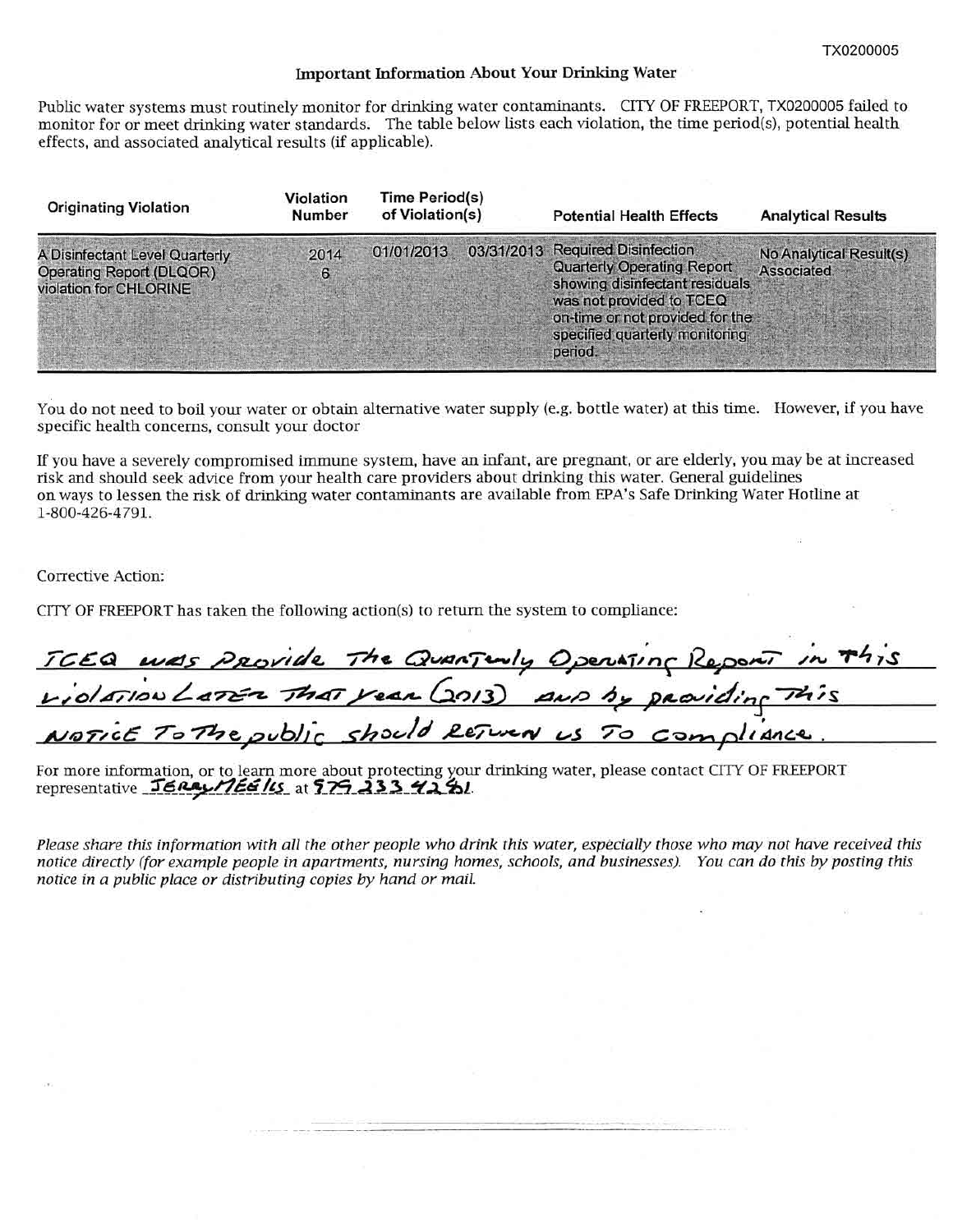TX0200005

## Important Information About Your Drinking Water

Public water systems must routinely monitor for drinking water contaminants. CITY OF FREEPORT, TX0200005 failed to monitor for or meet drinking water standards. The table below lists each violation, the time period(s), potential health effects, and associated analytical results (if applicable).

| Originating Violation | Violation Number | Time Period(s) of Violation(s) | | Potential Health Effects | Analytical Results |
| --- | --- | --- | --- | --- | --- |
| A Disinfectant Level Quarterly Operating Report (DLQOR) violation for CHLORINE | 2014 6 | 01/01/2013 | 03/31/2013 | Required Disinfection Quarterly Operating Report showing disinfectant residuals was not provided to TCEQ on-time or not provided for the specified quarterly monitoring period. | No Analytical Result(s) Associated |

You do not need to boil your water or obtain alternative water supply (e.g. bottle water) at this time. However, if you have specific health concerns, consult your doctor

If you have a severely compromised immune system, have an infant, are pregnant, or are elderly, you may be at increased risk and should seek advice from your health care providers about drinking this water. General guidelines on ways to lessen the risk of drinking water contaminants are available from EPA's Safe Drinking Water Hotline at 1-800-426-4791.

Corrective Action:

CITY OF FREEPORT has taken the following action(s) to return the system to compliance:

TCEQ was provide the Quarterly Operating Report in this violation Later that year (2013) and by providing this notice to the public should return us to compliance.

For more information, or to learn more about protecting your drinking water, please contact CITY OF FREEPORT representative JERRY MEEKS at 979 233 4281.

*Please share this information with all the other people who drink this water, especially those who may not have received this notice directly (for example people in apartments, nursing homes, schools, and businesses). You can do this by posting this notice in a public place or distributing copies by hand or mail.*